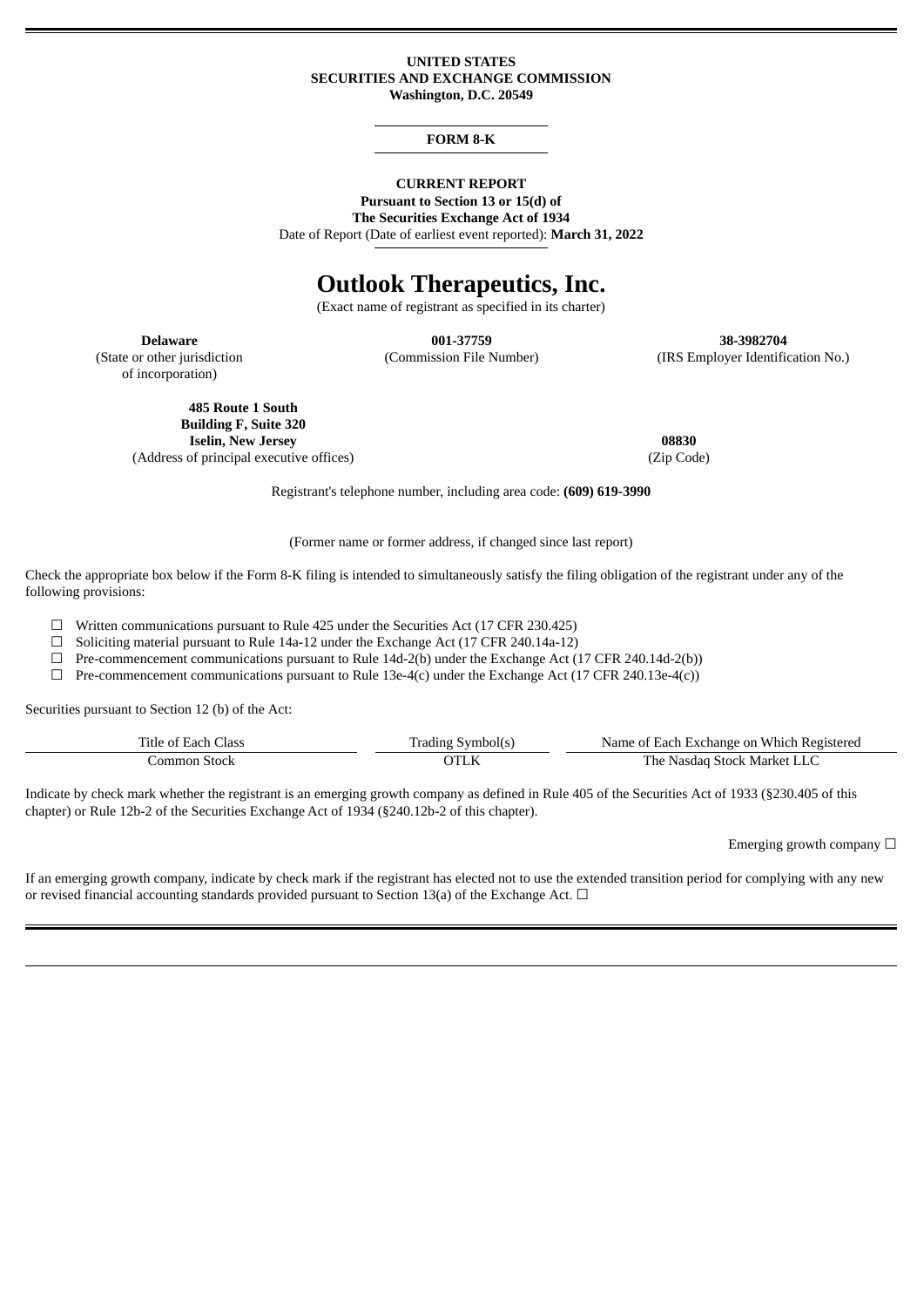**UNITED STATES**
**SECURITIES AND EXCHANGE COMMISSION**
**Washington, D.C. 20549**

**FORM 8-K**

**CURRENT REPORT**
**Pursuant to Section 13 or 15(d) of**
**The Securities Exchange Act of 1934**
Date of Report (Date of earliest event reported): **March 31, 2022**

# Outlook Therapeutics, Inc.

(Exact name of registrant as specified in its charter)

| **Delaware** | **001-37759** | **38-3982704** |
|---|---|---|
| (State or other jurisdiction of incorporation) | (Commission File Number) | (IRS Employer Identification No.) |

| **485 Route 1 South Building F, Suite 320 Iselin, New Jersey** | **08830** |
|---|---|
| (Address of principal executive offices) | (Zip Code) |

Registrant's telephone number, including area code: **(609) 619-3990**

(Former name or former address, if changed since last report)

Check the appropriate box below if the Form 8-K filing is intended to simultaneously satisfy the filing obligation of the registrant under any of the following provisions:

☐ Written communications pursuant to Rule 425 under the Securities Act (17 CFR 230.425)
☐ Soliciting material pursuant to Rule 14a-12 under the Exchange Act (17 CFR 240.14a-12)
☐ Pre-commencement communications pursuant to Rule 14d-2(b) under the Exchange Act (17 CFR 240.14d-2(b))
☐ Pre-commencement communications pursuant to Rule 13e-4(c) under the Exchange Act (17 CFR 240.13e-4(c))

Securities pursuant to Section 12 (b) of the Act:

| Title of Each Class | Trading Symbol(s) | Name of Each Exchange on Which Registered |
|---|---|---|
| Common Stock | OTLK | The Nasdaq Stock Market LLC |

Indicate by check mark whether the registrant is an emerging growth company as defined in Rule 405 of the Securities Act of 1933 (§230.405 of this chapter) or Rule 12b-2 of the Securities Exchange Act of 1934 (§240.12b-2 of this chapter).

Emerging growth company ☐

If an emerging growth company, indicate by check mark if the registrant has elected not to use the extended transition period for complying with any new or revised financial accounting standards provided pursuant to Section 13(a) of the Exchange Act. ☐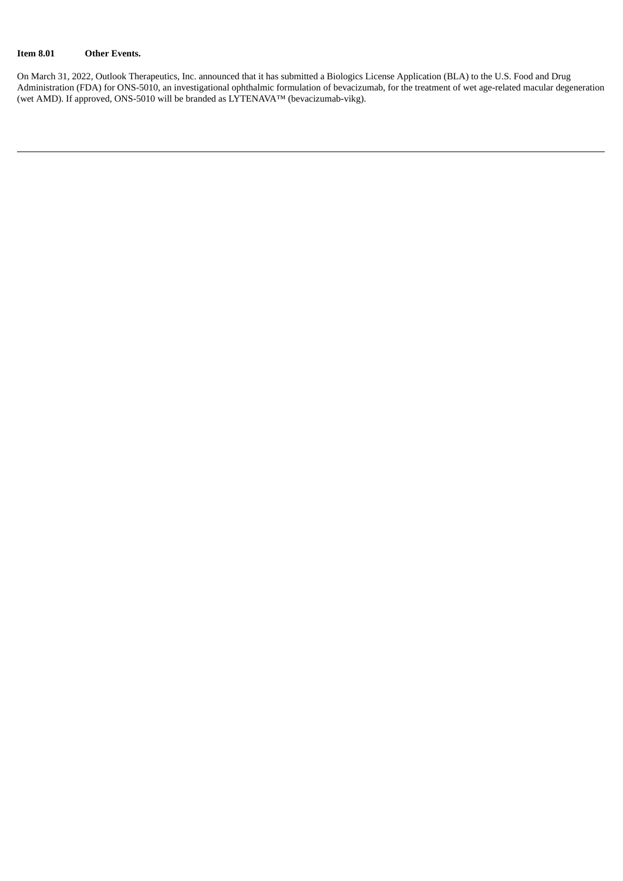**Item 8.01 Other Events.**

On March 31, 2022, Outlook Therapeutics, Inc. announced that it has submitted a Biologics License Application (BLA) to the U.S. Food and Drug Administration (FDA) for ONS-5010, an investigational ophthalmic formulation of bevacizumab, for the treatment of wet age-related macular degeneration (wet AMD). If approved, ONS-5010 will be branded as LYTENAVA™ (bevacizumab-vikg).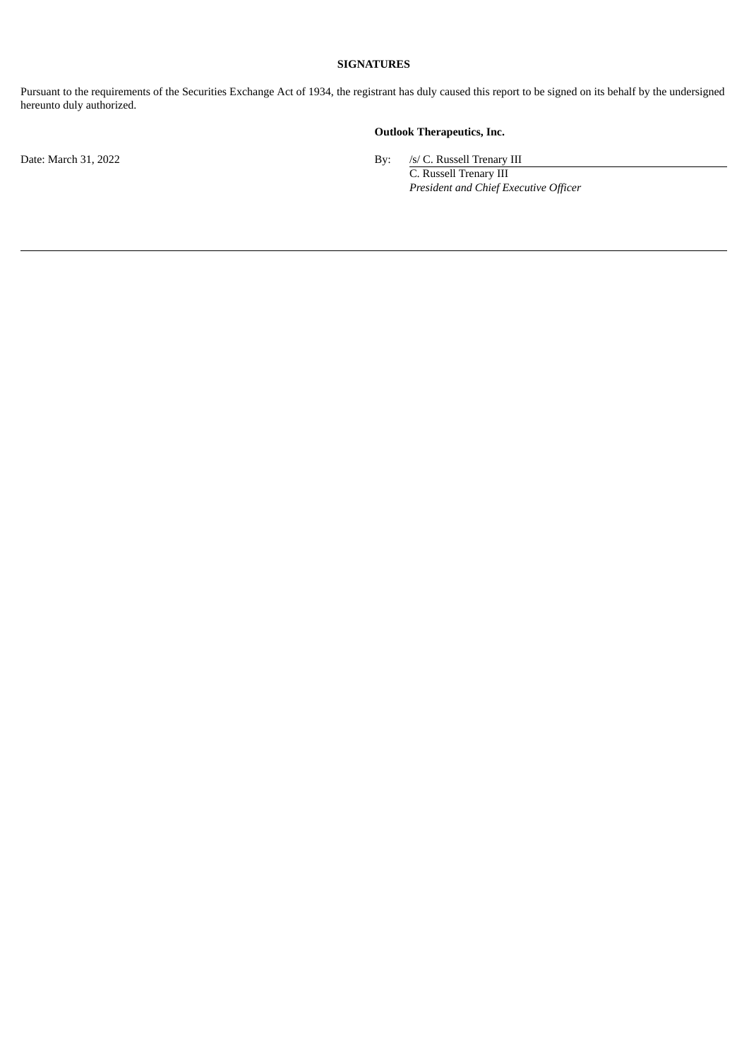**SIGNATURES**

Pursuant to the requirements of the Securities Exchange Act of 1934, the registrant has duly caused this report to be signed on its behalf by the undersigned hereunto duly authorized.

| | |
|---|---|
| | **Outlook Therapeutics, Inc.** |
| Date: March 31, 2022 | By: /s/ C. Russell Trenary III |
| | C. Russell Trenary III |
| | *President and Chief Executive Officer* |